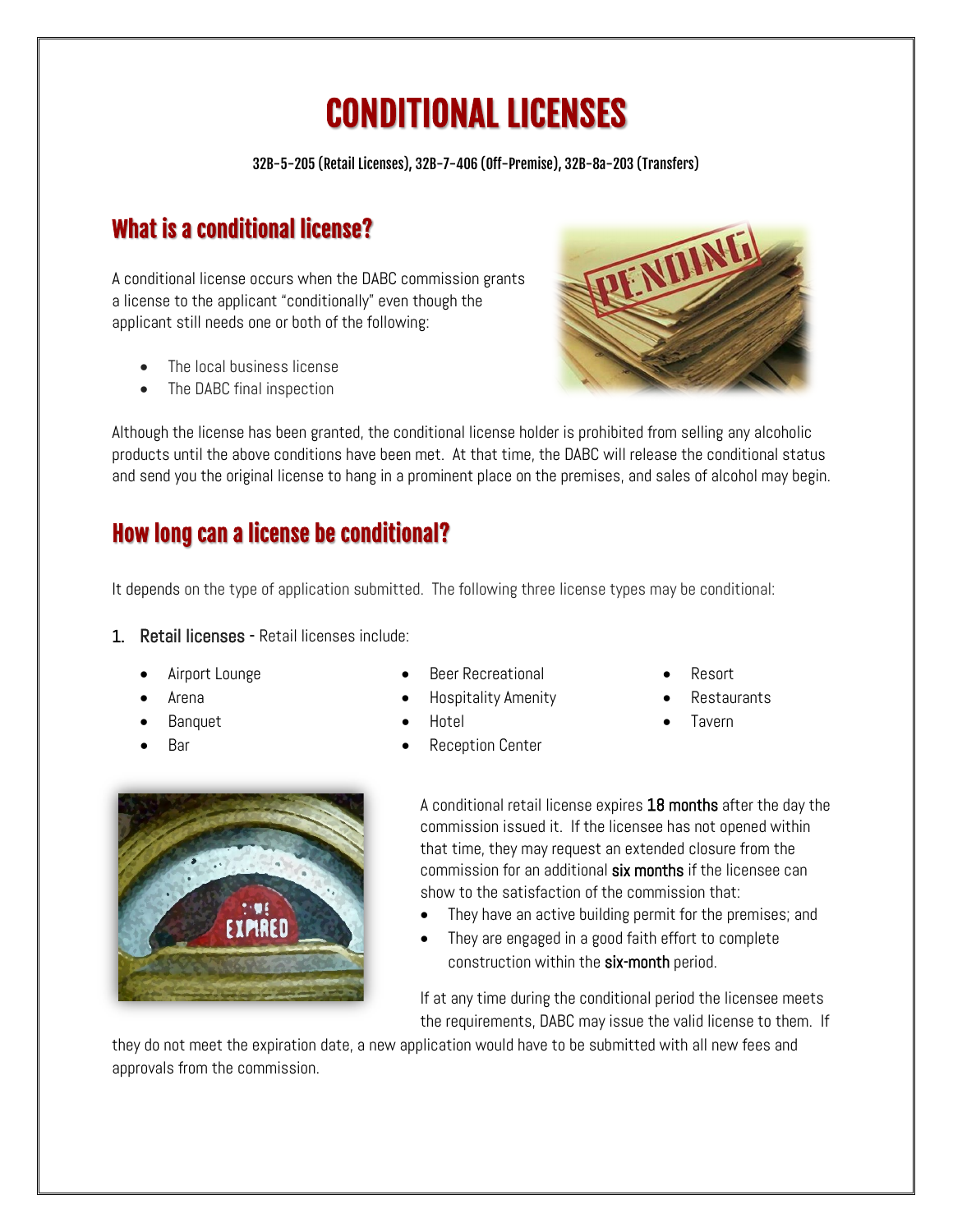# CONDITIONAL LICENSES

**32B-5-205 (Retail Licenses), 32B-7-406 (Off-Premise), 32B-8a-203 (Transfers)**

## What is a conditional license?

A conditional license occurs when the DABC commission grants a license to the applicant "conditionally" even though the applicant still needs one or both of the following:

- The local business license
- The DABC final inspection

Although the license has been granted, the conditional license holder is prohibited from selling any alcoholic products until the above conditions have been met. At that time, the DABC will release the conditional status and send you the original license to hang in a prominent place on the premises, and sales of alcohol may begin.

## How long can a license be conditional?

It depends on the type of application submitted. The following three license types may be conditional:

1. **Retail licenses** - Retail licenses include:

- Airport Lounge
- Arena
- Banquet
- Bar
- Beer Recreational
- Hospitality Amenity
- Hotel
- Reception Center
- Resort
- Restaurants
- Tavern

A conditional retail license expires **18 months** after the day the commission issued it. If the licensee has not opened within that time, they may request an extended closure from the commission for an additional **six months** if the licensee can show to the satisfaction of the commission that:

- They have an active building permit for the premises; and
- They are engaged in a good faith effort to complete construction within the **six-month** period.

If at any time during the conditional period the licensee meets the requirements, DABC may issue the valid license to them. If they do not meet the expiration date, a new application would have to be submitted with all new fees and approvals from the commission.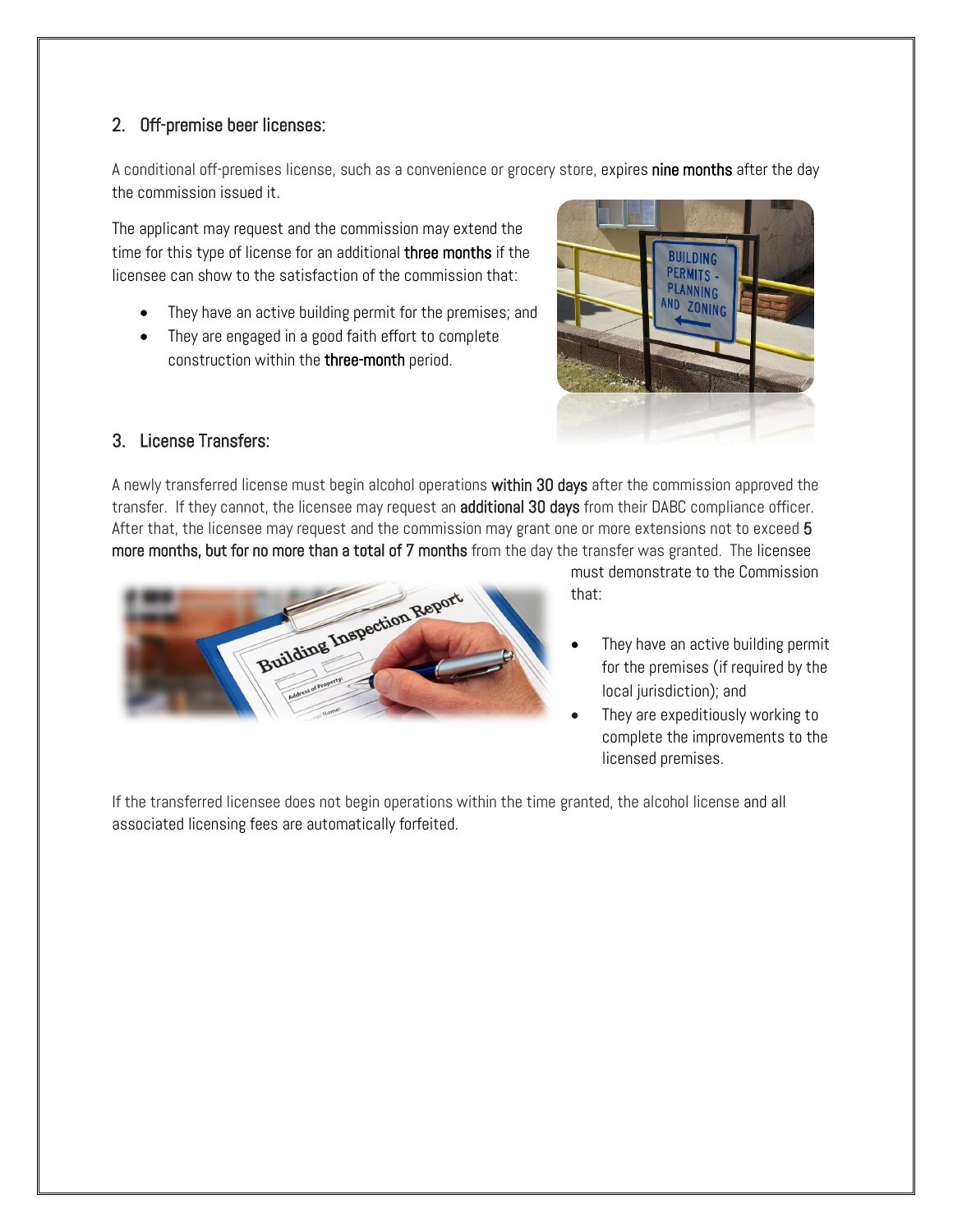## 2. Off-premise beer licenses:

A conditional off-premises license, such as a convenience or grocery store, expires **nine months** after the day the commission issued it.

The applicant may request and the commission may extend the time for this type of license for an additional **three months** if the licensee can show to the satisfaction of the commission that:

- They have an active building permit for the premises; and
- They are engaged in a good faith effort to complete construction within the **three-month** period.

## 3. License Transfers:

A newly transferred license must begin alcohol operations **within 30 days** after the commission approved the transfer. If they cannot, the licensee may request an **additional 30 days** from their DABC compliance officer. After that, the licensee may request and the commission may grant one or more extensions not to exceed **5 more months, but for no more than a total of 7 months** from the day the transfer was granted. The licensee must demonstrate to the Commission that:

- They have an active building permit for the premises (if required by the local jurisdiction); and
- They are expeditiously working to complete the improvements to the licensed premises.

If the transferred licensee does not begin operations within the time granted, the alcohol license and all associated licensing fees are automatically forfeited.